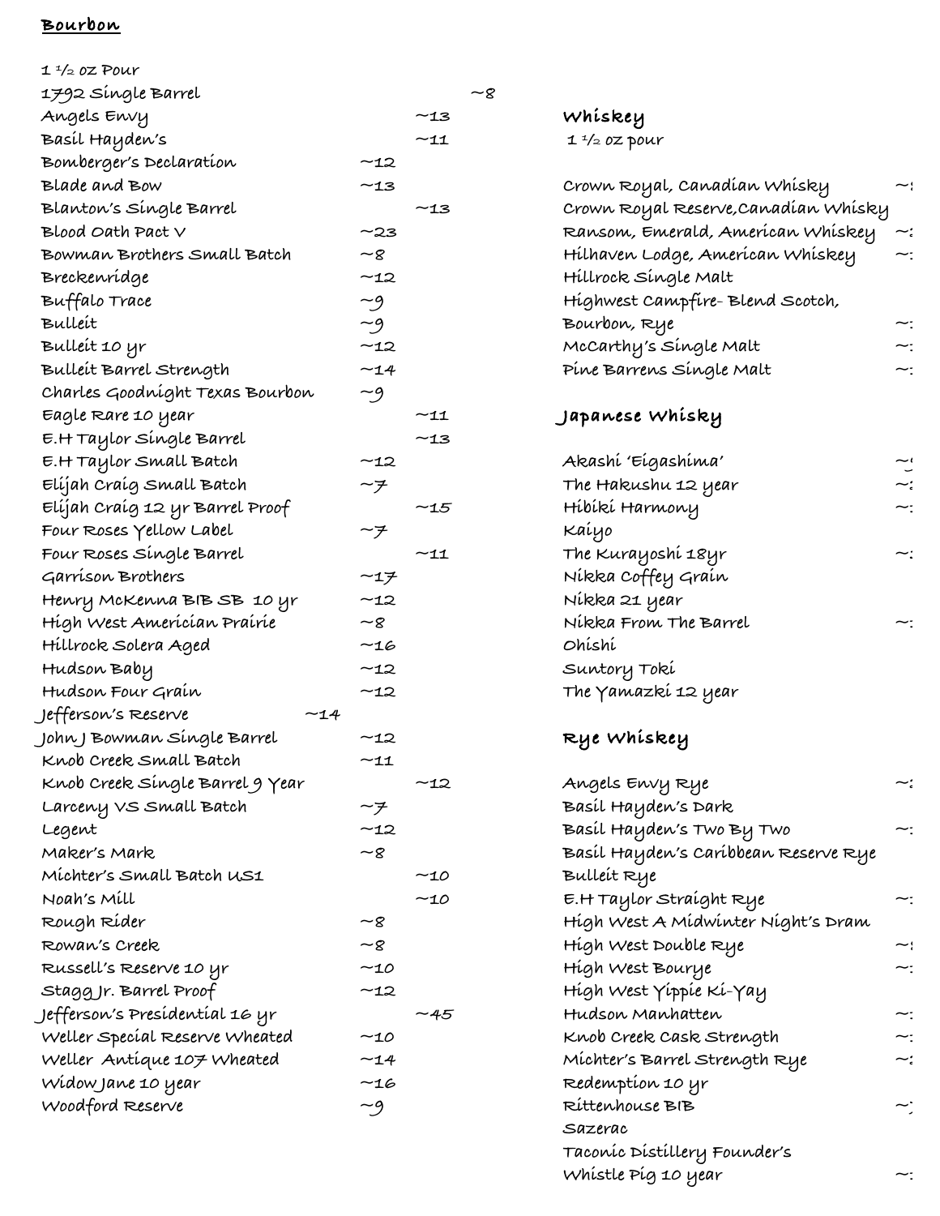## Bourbon

1 ½ oz Pour

| | |
|---|---|
| 1792 Single Barrel | ~8 |
| Angels Envy | ~13 |
| Basil Hayden's | ~11 |
| Bomberger's Declaration | ~12 |
| Blade and Bow | ~13 |
| Blanton's Single Barrel | ~13 |
| Blood Oath Pact V | ~23 |
| Bowman Brothers Small Batch | ~8 |
| Breckenridge | ~12 |
| Buffalo Trace | ~9 |
| Bulleit | ~9 |
| Bulleit 10 yr | ~12 |
| Bulleit Barrel Strength | ~14 |
| Charles Goodnight Texas Bourbon | ~9 |
| Eagle Rare 10 year | ~11 |
| E.H Taylor Single Barrel | ~13 |
| E.H Taylor Small Batch | ~12 |
| Elijah Craig Small Batch | ~7 |
| Elijah Craig 12 yr Barrel Proof | ~15 |
| Four Roses Yellow Label | ~7 |
| Four Roses Single Barrel | ~11 |
| Garrison Brothers | ~17 |
| Henry McKenna BIB SB 10 yr | ~12 |
| High West Americian Prairie | ~8 |
| Hillrock Solera Aged | ~16 |
| Hudson Baby | ~12 |
| Hudson Four Grain | ~12 |
| Jefferson's Reserve | ~14 |
| John J Bowman Single Barrel | ~12 |
| Knob Creek Small Batch | ~11 |
| Knob Creek Single Barrel 9 Year | ~12 |
| Larceny VS Small Batch | ~7 |
| Legent | ~12 |
| Maker's Mark | ~8 |
| Michter's Small Batch US1 | ~10 |
| Noah's Mill | ~10 |
| Rough Rider | ~8 |
| Rowan's Creek | ~8 |
| Russell's Reserve 10 yr | ~10 |
| Stagg Jr. Barrel Proof | ~12 |
| Jefferson's Presidential 16 yr | ~45 |
| Weller Special Reserve Wheated | ~10 |
| Weller Antique 107 Wheated | ~14 |
| Widow Jane 10 year | ~16 |
| Woodford Reserve | ~9 |

## Whiskey

1 ½ oz pour

| | |
|---|---|
| Crown Royal, Canadian Whisky | ~ |
| Crown Royal Reserve,Canadian Whisky | |
| Ransom, Emerald, American Whiskey | ~ |
| Hilhaven Lodge, American Whiskey | ~ |
| Hillrock Single Malt | |
| Highwest Campfire- Blend Scotch, Bourbon, Rye | ~ |
| McCarthy's Single Malt | ~ |
| Pine Barrens Single Malt | ~ |

## Japanese Whisky

| | |
|---|---|
| Akashi 'Eigashima' | ~ |
| The Hakushu 12 year | ~ |
| Hibiki Harmony | ~ |
| Kaiyo | |
| The Kurayoshi 18yr | ~ |
| Nikka Coffey Grain | |
| Nikka 21 year | |
| Nikka From The Barrel | ~ |
| Ohishi | |
| Suntory Toki | |
| The Yamazki 12 year | |

## Rye Whiskey

| | |
|---|---|
| Angels Envy Rye | ~ |
| Basil Hayden's Dark | |
| Basil Hayden's Two By Two | ~ |
| Basil Hayden's Caribbean Reserve Rye | |
| Bulleit Rye | |
| E.H Taylor Straight Rye | ~ |
| High West A Midwinter Night's Dram | |
| High West Double Rye | ~ |
| High West Bourye | ~ |
| High West Yippie Ki-Yay | |
| Hudson Manhatten | ~ |
| Knob Creek Cask Strength | ~ |
| Michter's Barrel Strength Rye | ~ |
| Redemption 10 yr | |
| Rittenhouse BIB | ~ |
| Sazerac | |
| Taconic Distillery Founder's | |
| Whistle Pig 10 year | ~ |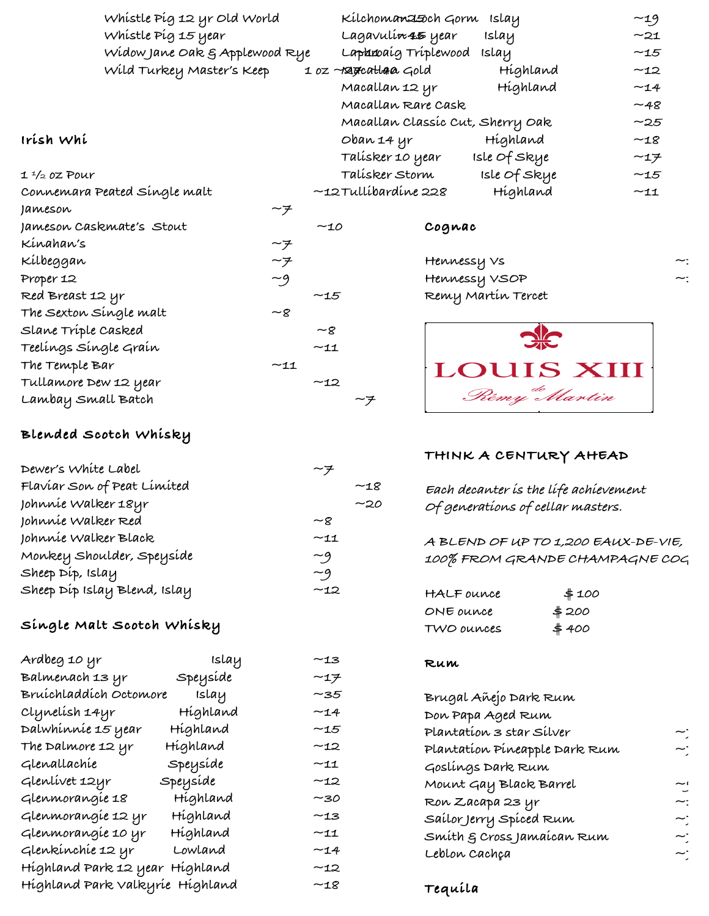Whistle Pig 12 yr Old World
Whistle Pig 15 year
Widow Jane Oak & Applewood Rye
Wild Turkey Master's Keep 1 oz ~27

## Irish Whi

1 ½ oz Pour

| | |
|---|---|
| Connemara Peated Single malt | ~12 |
| Jameson | ~7 |
| Jameson Caskmate's Stout | ~10 |
| Kinahan's | ~7 |
| Kilbeggan | ~7 |
| Proper 12 | ~9 |
| Red Breast 12 yr | ~15 |
| The Sexton Single malt | ~8 |
| Slane Triple Casked | ~8 |
| Teelings Single Grain | ~11 |
| The Temple Bar | ~11 |
| Tullamore Dew 12 year | ~12 |
| Lambay Small Batch | ~7 |

## Blended Scotch Whisky

| | |
|---|---|
| Dewer's White Label | ~7 |
| Flaviar Son of Peat Limited | ~18 |
| Johnnie Walker 18yr | ~20 |
| Johnnie Walker Red | ~8 |
| Johnnie Walker Black | ~11 |
| Monkey Shoulder, Speyside | ~9 |
| Sheep Dip, Islay | ~9 |
| Sheep Dip Islay Blend, Islay | ~12 |

## Single Malt Scotch Whisky

| | | |
|---|---|---|
| Ardbeg 10 yr | Islay | ~13 |
| Balmenach 13 yr | Speyside | ~17 |
| Bruichladdich Octomore | Islay | ~35 |
| Clynelish 14yr | Highland | ~14 |
| Dalwhinnie 15 year | Highland | ~15 |
| The Dalmore 12 yr | Highland | ~12 |
| Glenallachie | Speyside | ~11 |
| Glenlivet 12yr | Speyside | ~12 |
| Glenmorangie 18 | Highland | ~30 |
| Glenmorangie 12 yr | Highland | ~13 |
| Glenmorangie 10 yr | Highland | ~11 |
| Glenkinchie 12 yr | Lowland | ~14 |
| Highland Park 12 year | Highland | ~12 |
| Highland Park Valkyrie | Highland | ~18 |
| Kilchoman Loch Gorm | Islay | ~19 |
| Lagavulin 16 year | Islay | ~21 |
| Laphroaig Triplewood | Islay | ~15 |
| Macallan Gold | Highland | ~12 |
| Macallan 12 yr | Highland | ~14 |
| Macallan Rare Cask | | ~48 |
| Macallan Classic Cut, Sherry Oak | | ~25 |
| Oban 14 yr | Highland | ~18 |
| Talisker 10 year | Isle Of Skye | ~17 |
| Talisker Storm | Isle Of Skye | ~15 |
| Tullibardine 228 | Highland | ~11 |

## Cognac

Hennessy VS
Hennessy VSOP
Remy Martin Tercet

LOUIS XIII
Rémy Martin

THINK A CENTURY AHEAD

*Each decanter is the life achievement of generations of cellar masters.*

A BLEND OF UP TO 1,200 EAUX-DE-VIE, 100% FROM GRANDE CHAMPAGNE COG

| | |
|---|---|
| HALF ounce | $ 100 |
| ONE ounce | $ 200 |
| TWO ounces | $ 400 |

## Rum

Brugal Añejo Dark Rum
Don Papa Aged Rum
Plantation 3 star Silver
Plantation Pineapple Dark Rum
Goslings Dark Rum
Mount Gay Black Barrel
Ron Zacapa 23 yr
Sailor Jerry Spiced Rum
Smith & Cross Jamaican Rum
Leblon Cachça

## Tequila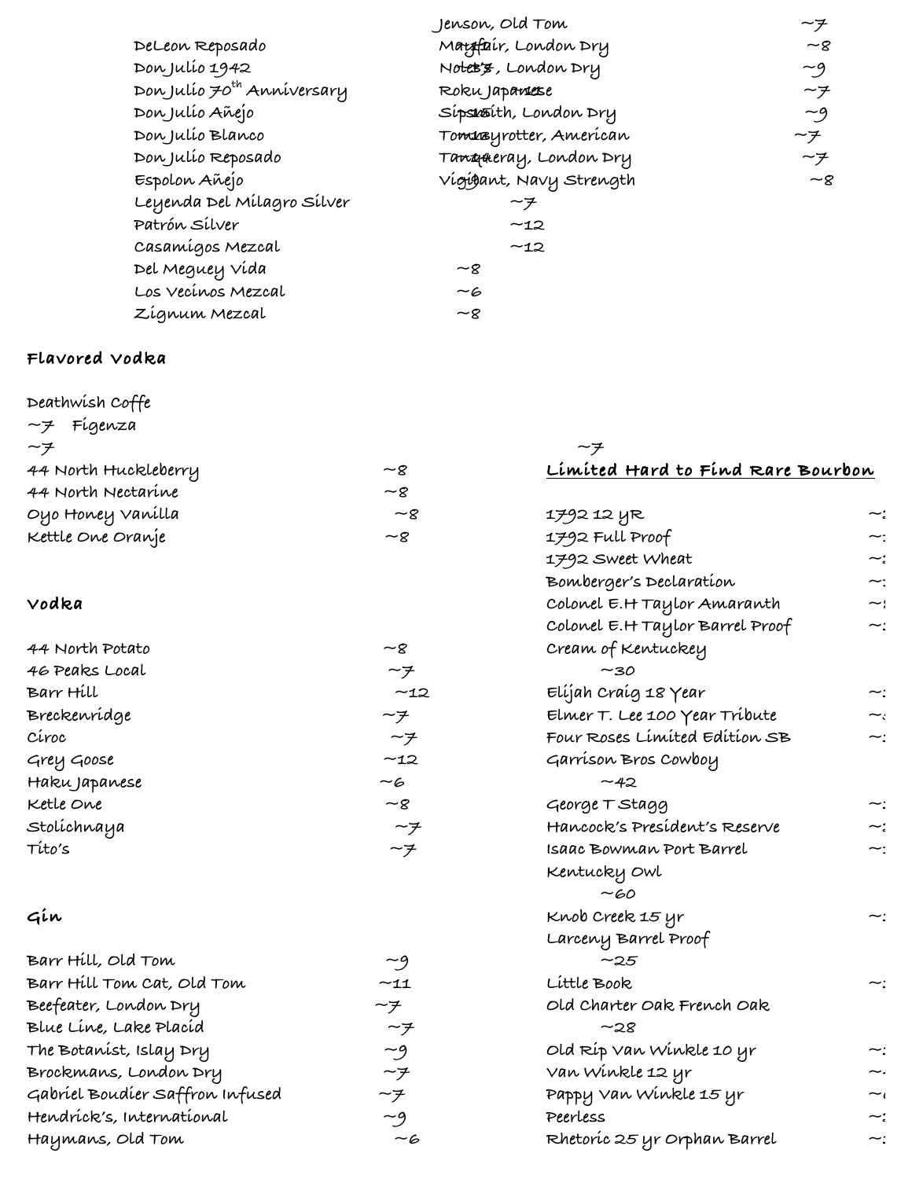DeLeon Reposado
Don Julio 1942
Don Julio 70th Anniversary
Don Julio Añejo
Don Julio Blanco
Don Julio Reposado
Espolon Añejo
Leyenda Del Milagro Silver ~7
Patrón Silver ~12
Casamigos Mezcal ~12
Del Meguey Vida ~8
Los Vecinos Mezcal ~6
Zignum Mezcal ~8

Jenson, Old Tom ~7
Mayfair, London Dry ~8
Notes, London Dry ~9
Roku Japanese ~7
Sipsmith, London Dry ~9
Tommyrotter, American ~7
Tanqueray, London Dry ~7
Vigilant, Navy Strength ~8

## Flavored Vodka

Deathwish Coffe ~7
Figenza ~7
44 North Huckleberry ~8
44 North Nectarine ~8
Oyo Honey Vanilla ~8
Kettle One Oranje ~8

## Vodka

44 North Potato ~8
46 Peaks Local ~7
Barr Hill ~12
Breckenridge ~7
Ciroc ~7
Grey Goose ~12
Haku Japanese ~6
Ketle One ~8
Stolichnaya ~7
Tito's ~7

## Gin

Barr Hill, Old Tom ~9
Barr Hill Tom Cat, Old Tom ~11
Beefeater, London Dry ~7
Blue Line, Lake Placid ~7
The Botanist, Islay Dry ~9
Brockmans, London Dry ~7
Gabriel Boudier Saffron Infused ~7
Hendrick's, International ~9
Haymans, Old Tom ~6

## Limited Hard to Find Rare Bourbon

1792 12 yR ~
1792 Full Proof ~
1792 Sweet Wheat ~
Bomberger's Declaration ~
Colonel E.H Taylor Amaranth ~
Colonel E.H Taylor Barrel Proof ~
Cream of Kentuckey ~30
Elijah Craig 18 Year ~
Elmer T. Lee 100 Year Tribute ~
Four Roses Limited Edition SB ~
Garrison Bros Cowboy ~42
George T Stagg ~
Hancock's President's Reserve ~
Isaac Bowman Port Barrel ~
Kentucky Owl ~60
Knob Creek 15 yr ~
Larceny Barrel Proof ~25
Little Book ~
Old Charter Oak French Oak ~28
Old Rip Van Winkle 10 yr ~
Van Winkle 12 yr ~
Pappy Van Winkle 15 yr ~
Peerless ~
Rhetoric 25 yr Orphan Barrel ~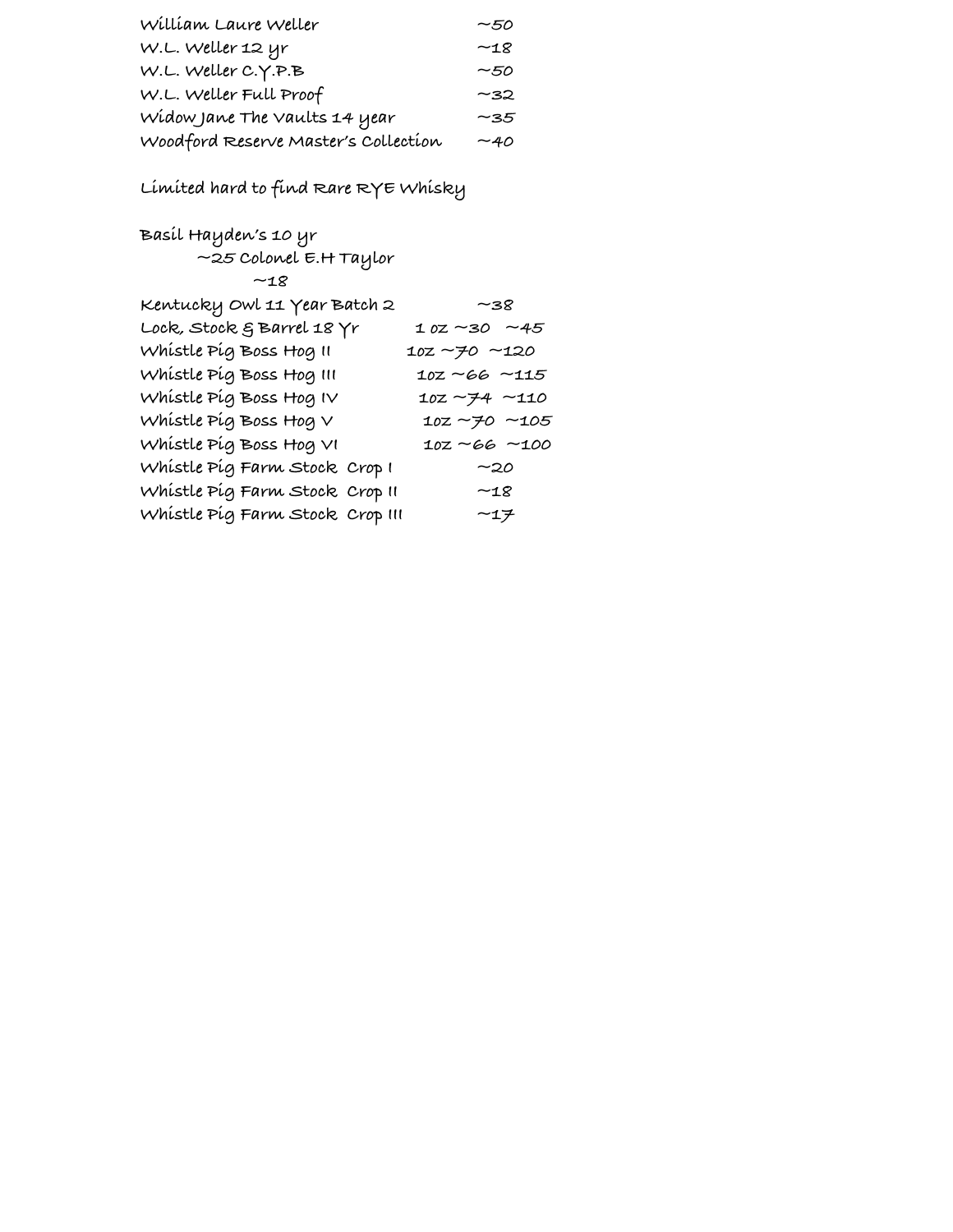William Laure Weller ~50
W.L. Weller 12 yr ~18
W.L. Weller C.Y.P.B ~50
W.L. Weller Full Proof ~32
Widow Jane The Vaults 14 year ~35
Woodford Reserve Master's Collection ~40

Limited hard to find Rare RYE Whisky

Basil Hayden's 10 yr
~25 Colonel E.H Taylor
~18
Kentucky Owl 11 Year Batch 2 ~38
Lock, Stock & Barrel 18 Yr 1 oz ~30 ~45
Whistle Pig Boss Hog II 1oz ~70 ~120
Whistle Pig Boss Hog III 1oz ~66 ~115
Whistle Pig Boss Hog IV 1oz ~74 ~110
Whistle Pig Boss Hog V 1oz ~70 ~105
Whistle Pig Boss Hog VI 1oz ~66 ~100
Whistle Pig Farm Stock Crop I ~20
Whistle Pig Farm Stock Crop II ~18
Whistle Pig Farm Stock Crop III ~17